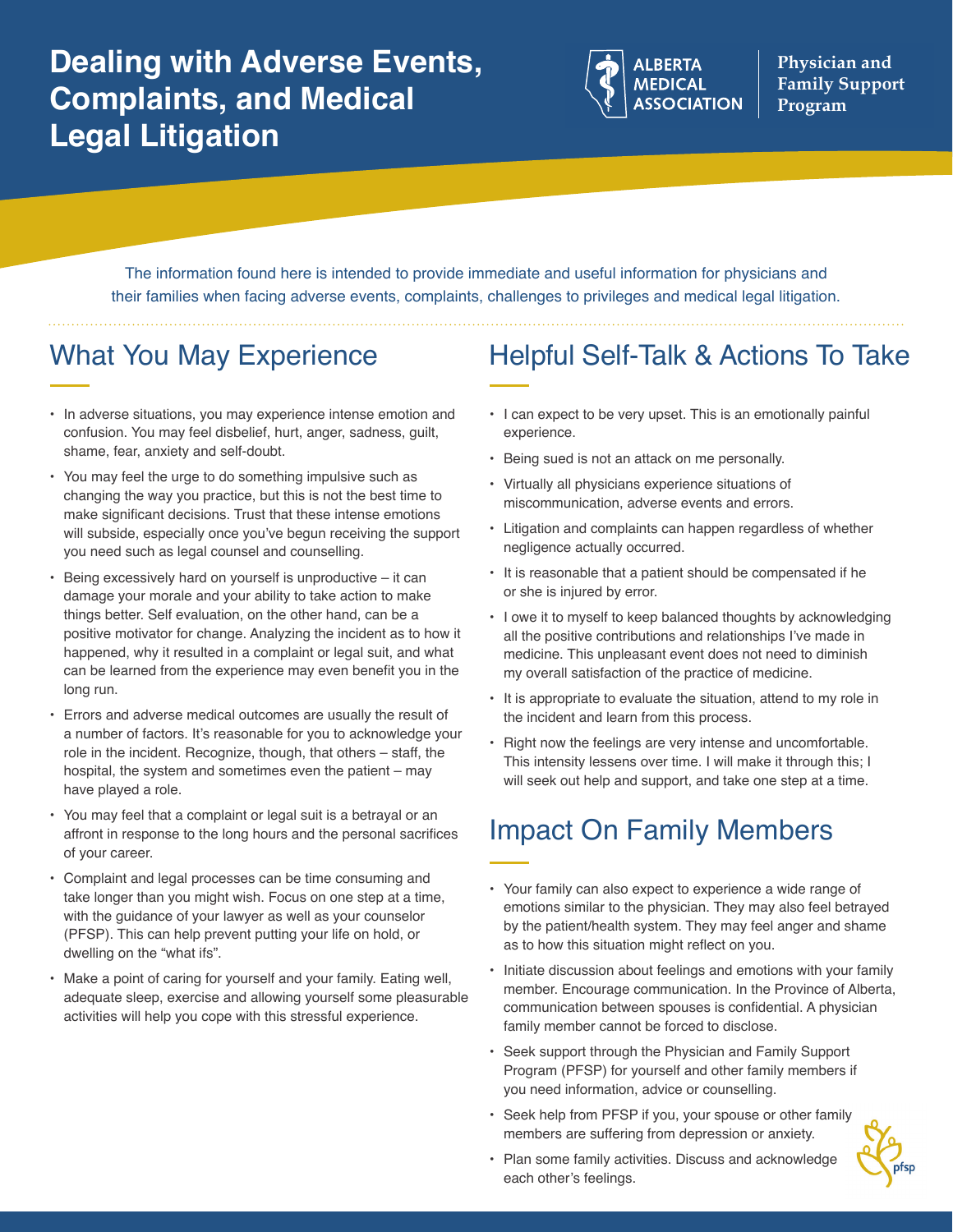# Dealing with Adverse Events, Complaints, and Medical Legal Litigation

ALBERTA MEDICAL ASSOCIATION

Physician and Family Support Program

The information found here is intended to provide immediate and useful information for physicians and their families when facing adverse events, complaints, challenges to privileges and medical legal litigation.

## What You May Experience

- In adverse situations, you may experience intense emotion and confusion. You may feel disbelief, hurt, anger, sadness, guilt, shame, fear, anxiety and self-doubt.
- You may feel the urge to do something impulsive such as changing the way you practice, but this is not the best time to make significant decisions. Trust that these intense emotions will subside, especially once you've begun receiving the support you need such as legal counsel and counselling.
- Being excessively hard on yourself is unproductive – it can damage your morale and your ability to take action to make things better. Self evaluation, on the other hand, can be a positive motivator for change. Analyzing the incident as to how it happened, why it resulted in a complaint or legal suit, and what can be learned from the experience may even benefit you in the long run.
- Errors and adverse medical outcomes are usually the result of a number of factors. It's reasonable for you to acknowledge your role in the incident. Recognize, though, that others – staff, the hospital, the system and sometimes even the patient – may have played a role.
- You may feel that a complaint or legal suit is a betrayal or an affront in response to the long hours and the personal sacrifices of your career.
- Complaint and legal processes can be time consuming and take longer than you might wish. Focus on one step at a time, with the guidance of your lawyer as well as your counselor (PFSP). This can help prevent putting your life on hold, or dwelling on the "what ifs".
- Make a point of caring for yourself and your family. Eating well, adequate sleep, exercise and allowing yourself some pleasurable activities will help you cope with this stressful experience.

## Helpful Self-Talk & Actions To Take

- I can expect to be very upset. This is an emotionally painful experience.
- Being sued is not an attack on me personally.
- Virtually all physicians experience situations of miscommunication, adverse events and errors.
- Litigation and complaints can happen regardless of whether negligence actually occurred.
- It is reasonable that a patient should be compensated if he or she is injured by error.
- I owe it to myself to keep balanced thoughts by acknowledging all the positive contributions and relationships I've made in medicine. This unpleasant event does not need to diminish my overall satisfaction of the practice of medicine.
- It is appropriate to evaluate the situation, attend to my role in the incident and learn from this process.
- Right now the feelings are very intense and uncomfortable. This intensity lessens over time. I will make it through this; I will seek out help and support, and take one step at a time.

## Impact On Family Members

- Your family can also expect to experience a wide range of emotions similar to the physician. They may also feel betrayed by the patient/health system. They may feel anger and shame as to how this situation might reflect on you.
- Initiate discussion about feelings and emotions with your family member. Encourage communication. In the Province of Alberta, communication between spouses is confidential. A physician family member cannot be forced to disclose.
- Seek support through the Physician and Family Support Program (PFSP) for yourself and other family members if you need information, advice or counselling.
- Seek help from PFSP if you, your spouse or other family members are suffering from depression or anxiety.
- Plan some family activities. Discuss and acknowledge each other's feelings.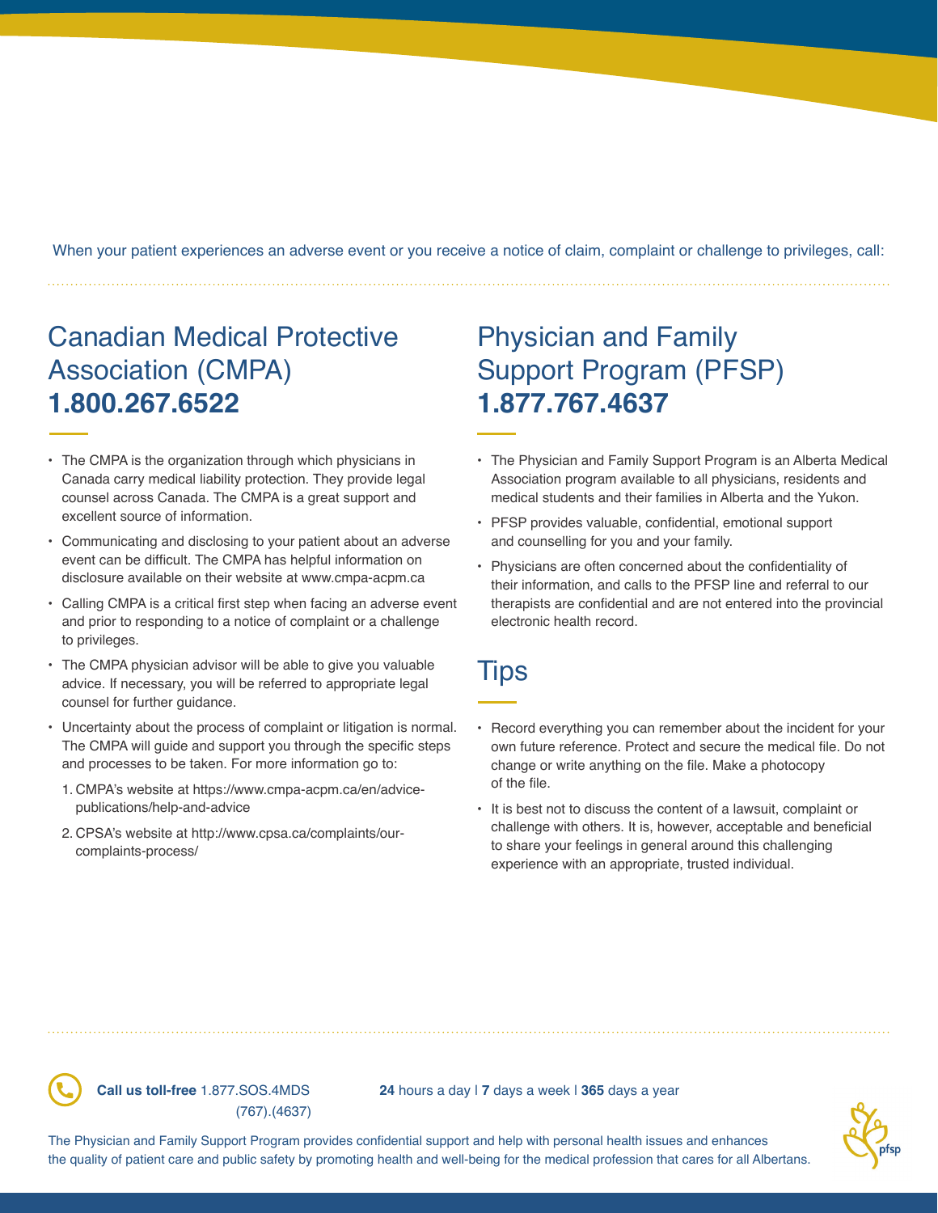When your patient experiences an adverse event or you receive a notice of claim, complaint or challenge to privileges, call:

## Canadian Medical Protective Association (CMPA) **1.800.267.6522**

- The CMPA is the organization through which physicians in Canada carry medical liability protection. They provide legal counsel across Canada. The CMPA is a great support and excellent source of information.
- Communicating and disclosing to your patient about an adverse event can be difficult. The CMPA has helpful information on disclosure available on their website at www.cmpa-acpm.ca
- Calling CMPA is a critical first step when facing an adverse event and prior to responding to a notice of complaint or a challenge to privileges.
- The CMPA physician advisor will be able to give you valuable advice. If necessary, you will be referred to appropriate legal counsel for further guidance.
- Uncertainty about the process of complaint or litigation is normal. The CMPA will guide and support you through the specific steps and processes to be taken. For more information go to:
  1. CMPA's website at https://www.cmpa-acpm.ca/en/advice-publications/help-and-advice
  2. CPSA's website at http://www.cpsa.ca/complaints/our-complaints-process/

## Physician and Family Support Program (PFSP) **1.877.767.4637**

- The Physician and Family Support Program is an Alberta Medical Association program available to all physicians, residents and medical students and their families in Alberta and the Yukon.
- PFSP provides valuable, confidential, emotional support and counselling for you and your family.
- Physicians are often concerned about the confidentiality of their information, and calls to the PFSP line and referral to our therapists are confidential and are not entered into the provincial electronic health record.

## Tips

- Record everything you can remember about the incident for your own future reference. Protect and secure the medical file. Do not change or write anything on the file. Make a photocopy of the file.
- It is best not to discuss the content of a lawsuit, complaint or challenge with others. It is, however, acceptable and beneficial to share your feelings in general around this challenging experience with an appropriate, trusted individual.

**Call us toll-free** 1.877.SOS.4MDS (767).(4637)

**24** hours a day | **7** days a week | **365** days a year

The Physician and Family Support Program provides confidential support and help with personal health issues and enhances the quality of patient care and public safety by promoting health and well-being for the medical profession that cares for all Albertans.